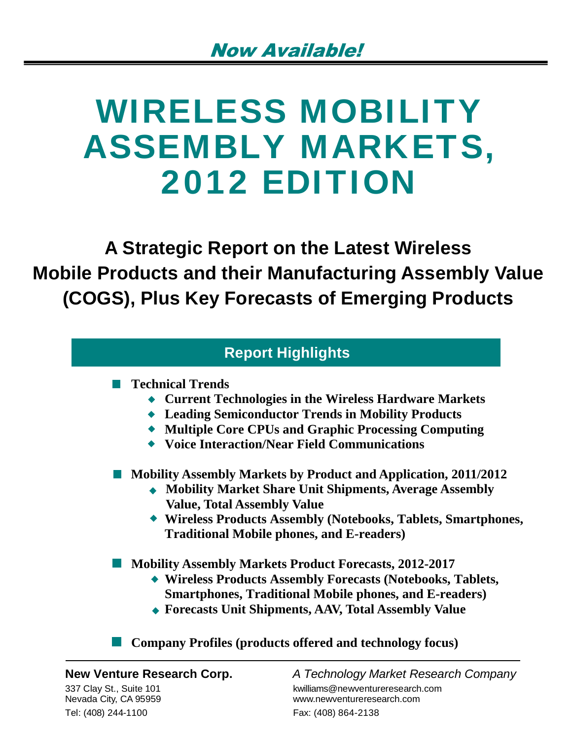*Now Available!*

# WIRELESS MOBILITY ASSEMBLY MARKETS, 2012 EDITION

## A Strategic Report on the Latest Wireless Mobile Products and their Manufacturing Assembly Value (COGS), Plus Key Forecasts of Emerging Products

### Report Highlights

- **Technical Trends**
  - **Current Technologies in the Wireless Hardware Markets**
  - **Leading Semiconductor Trends in Mobility Products**
  - **Multiple Core CPUs and Graphic Processing Computing**
  - **Voice Interaction/Near Field Communications**

- **Mobility Assembly Markets by Product and Application, 2011/2012**
  - **Mobility Market Share Unit Shipments, Average Assembly Value, Total Assembly Value**
  - **Wireless Products Assembly (Notebooks, Tablets, Smartphones, Traditional Mobile phones, and E-readers)**

- **Mobility Assembly Markets Product Forecasts, 2012-2017**
  - **Wireless Products Assembly Forecasts (Notebooks, Tablets, Smartphones, Traditional Mobile phones, and E-readers)**
  - **Forecasts Unit Shipments, AAV, Total Assembly Value**

- **Company Profiles (products offered and technology focus)**

---

**New Venture Research Corp.**
*A Technology Market Research Company*

337 Clay St., Suite 101
Nevada City, CA 95959
Tel: (408) 244-1100

kwilliams@newventureresearch.com
www.newventureresearch.com
Fax: (408) 864-2138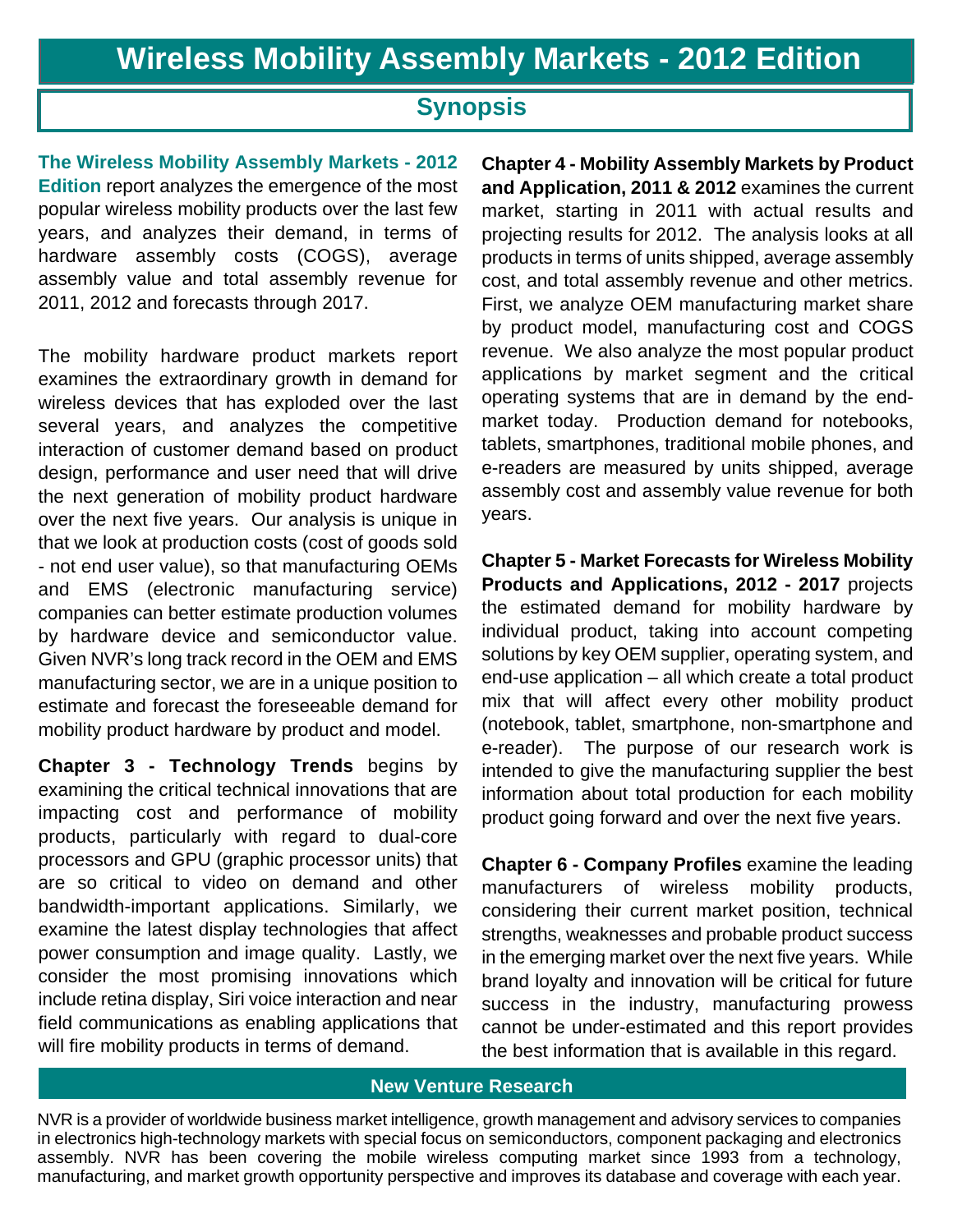# Wireless Mobility Assembly Markets - 2012 Edition

## Synopsis

**The Wireless Mobility Assembly Markets - 2012 Edition** report analyzes the emergence of the most popular wireless mobility products over the last few years, and analyzes their demand, in terms of hardware assembly costs (COGS), average assembly value and total assembly revenue for 2011, 2012 and forecasts through 2017.

The mobility hardware product markets report examines the extraordinary growth in demand for wireless devices that has exploded over the last several years, and analyzes the competitive interaction of customer demand based on product design, performance and user need that will drive the next generation of mobility product hardware over the next five years. Our analysis is unique in that we look at production costs (cost of goods sold - not end user value), so that manufacturing OEMs and EMS (electronic manufacturing service) companies can better estimate production volumes by hardware device and semiconductor value. Given NVR's long track record in the OEM and EMS manufacturing sector, we are in a unique position to estimate and forecast the foreseeable demand for mobility product hardware by product and model.

**Chapter 3 - Technology Trends** begins by examining the critical technical innovations that are impacting cost and performance of mobility products, particularly with regard to dual-core processors and GPU (graphic processor units) that are so critical to video on demand and other bandwidth-important applications. Similarly, we examine the latest display technologies that affect power consumption and image quality. Lastly, we consider the most promising innovations which include retina display, Siri voice interaction and near field communications as enabling applications that will fire mobility products in terms of demand.

**Chapter 4 - Mobility Assembly Markets by Product and Application, 2011 & 2012** examines the current market, starting in 2011 with actual results and projecting results for 2012. The analysis looks at all products in terms of units shipped, average assembly cost, and total assembly revenue and other metrics. First, we analyze OEM manufacturing market share by product model, manufacturing cost and COGS revenue. We also analyze the most popular product applications by market segment and the critical operating systems that are in demand by the end-market today. Production demand for notebooks, tablets, smartphones, traditional mobile phones, and e-readers are measured by units shipped, average assembly cost and assembly value revenue for both years.

**Chapter 5 - Market Forecasts for Wireless Mobility Products and Applications, 2012 - 2017** projects the estimated demand for mobility hardware by individual product, taking into account competing solutions by key OEM supplier, operating system, and end-use application – all which create a total product mix that will affect every other mobility product (notebook, tablet, smartphone, non-smartphone and e-reader). The purpose of our research work is intended to give the manufacturing supplier the best information about total production for each mobility product going forward and over the next five years.

**Chapter 6 - Company Profiles** examine the leading manufacturers of wireless mobility products, considering their current market position, technical strengths, weaknesses and probable product success in the emerging market over the next five years. While brand loyalty and innovation will be critical for future success in the industry, manufacturing prowess cannot be under-estimated and this report provides the best information that is available in this regard.

### New Venture Research

NVR is a provider of worldwide business market intelligence, growth management and advisory services to companies in electronics high-technology markets with special focus on semiconductors, component packaging and electronics assembly. NVR has been covering the mobile wireless computing market since 1993 from a technology, manufacturing, and market growth opportunity perspective and improves its database and coverage with each year.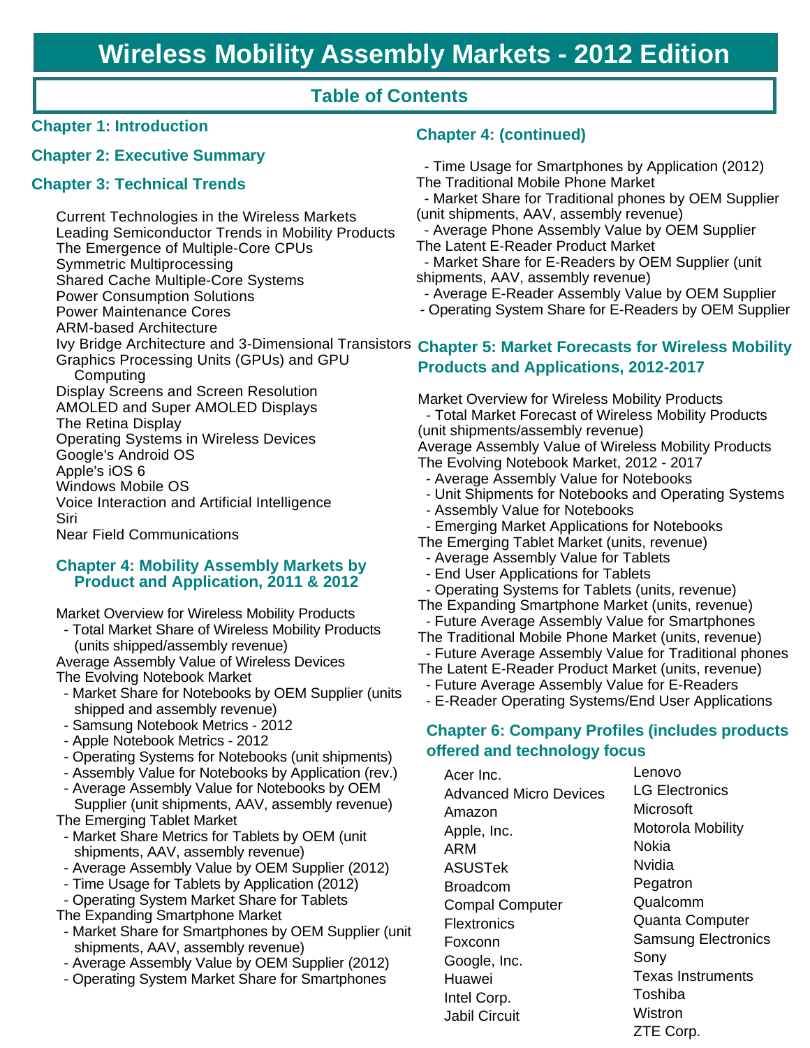# Wireless Mobility Assembly Markets - 2012 Edition

## Table of Contents

### Chapter 1: Introduction

### Chapter 2: Executive Summary

### Chapter 3: Technical Trends

Current Technologies in the Wireless Markets
Leading Semiconductor Trends in Mobility Products
The Emergence of Multiple-Core CPUs
Symmetric Multiprocessing
Shared Cache Multiple-Core Systems
Power Consumption Solutions
Power Maintenance Cores
ARM-based Architecture
Ivy Bridge Architecture and 3-Dimensional Transistors
Graphics Processing Units (GPUs) and GPU Computing
Display Screens and Screen Resolution
AMOLED and Super AMOLED Displays
The Retina Display
Operating Systems in Wireless Devices
Google's Android OS
Apple's iOS 6
Windows Mobile OS
Voice Interaction and Artificial Intelligence
Siri
Near Field Communications

### Chapter 4: Mobility Assembly Markets by Product and Application, 2011 & 2012

Market Overview for Wireless Mobility Products
- Total Market Share of Wireless Mobility Products (units shipped/assembly revenue)

Average Assembly Value of Wireless Devices
The Evolving Notebook Market
- Market Share for Notebooks by OEM Supplier (units shipped and assembly revenue)
- Samsung Notebook Metrics - 2012
- Apple Notebook Metrics - 2012
- Operating Systems for Notebooks (unit shipments)
- Assembly Value for Notebooks by Application (rev.)
- Average Assembly Value for Notebooks by OEM Supplier (unit shipments, AAV, assembly revenue)

The Emerging Tablet Market
- Market Share Metrics for Tablets by OEM (unit shipments, AAV, assembly revenue)
- Average Assembly Value by OEM Supplier (2012)
- Time Usage for Tablets by Application (2012)
- Operating System Market Share for Tablets

The Expanding Smartphone Market
- Market Share for Smartphones by OEM Supplier (unit shipments, AAV, assembly revenue)
- Average Assembly Value by OEM Supplier (2012)
- Operating System Market Share for Smartphones

### Chapter 4: (continued)

- Time Usage for Smartphones by Application (2012)

The Traditional Mobile Phone Market
- Market Share for Traditional phones by OEM Supplier (unit shipments, AAV, assembly revenue)
- Average Phone Assembly Value by OEM Supplier

The Latent E-Reader Product Market
- Market Share for E-Readers by OEM Supplier (unit shipments, AAV, assembly revenue)
- Average E-Reader Assembly Value by OEM Supplier
- Operating System Share for E-Readers by OEM Supplier

### Chapter 5: Market Forecasts for Wireless Mobility Products and Applications, 2012-2017

Market Overview for Wireless Mobility Products
- Total Market Forecast of Wireless Mobility Products (unit shipments/assembly revenue)

Average Assembly Value of Wireless Mobility Products
The Evolving Notebook Market, 2012 - 2017
- Average Assembly Value for Notebooks
- Unit Shipments for Notebooks and Operating Systems
- Assembly Value for Notebooks
- Emerging Market Applications for Notebooks

The Emerging Tablet Market (units, revenue)
- Average Assembly Value for Tablets
- End User Applications for Tablets
- Operating Systems for Tablets (units, revenue)

The Expanding Smartphone Market (units, revenue)
- Future Average Assembly Value for Smartphones

The Traditional Mobile Phone Market (units, revenue)
- Future Average Assembly Value for Traditional phones

The Latent E-Reader Product Market (units, revenue)
- Future Average Assembly Value for E-Readers
- E-Reader Operating Systems/End User Applications

### Chapter 6: Company Profiles (includes products offered and technology focus)

Acer Inc.
Advanced Micro Devices
Amazon
Apple, Inc.
ARM
ASUSTek
Broadcom
Compal Computer
Flextronics
Foxconn
Google, Inc.
Huawei
Intel Corp.
Jabil Circuit
Lenovo
LG Electronics
Microsoft
Motorola Mobility
Nokia
Nvidia
Pegatron
Qualcomm
Quanta Computer
Samsung Electronics
Sony
Texas Instruments
Toshiba
Wistron
ZTE Corp.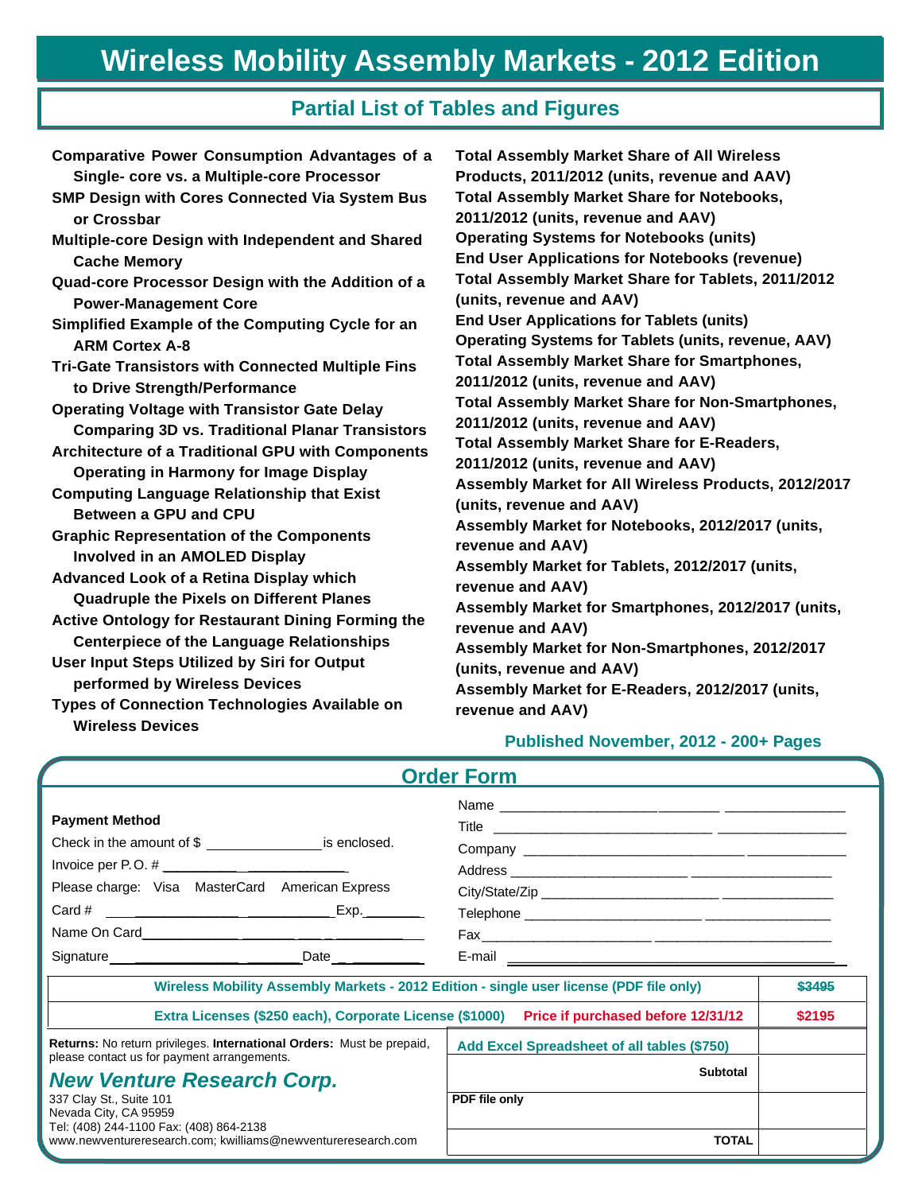# Wireless Mobility Assembly Markets - 2012 Edition

## Partial List of Tables and Figures

**Comparative Power Consumption Advantages of a Single- core vs. a Multiple-core Processor**
**SMP Design with Cores Connected Via System Bus or Crossbar**
**Multiple-core Design with Independent and Shared Cache Memory**
**Quad-core Processor Design with the Addition of a Power-Management Core**
**Simplified Example of the Computing Cycle for an ARM Cortex A-8**
**Tri-Gate Transistors with Connected Multiple Fins to Drive Strength/Performance**
**Operating Voltage with Transistor Gate Delay Comparing 3D vs. Traditional Planar Transistors**
**Architecture of a Traditional GPU with Components Operating in Harmony for Image Display**
**Computing Language Relationship that Exist Between a GPU and CPU**
**Graphic Representation of the Components Involved in an AMOLED Display**
**Advanced Look of a Retina Display which Quadruple the Pixels on Different Planes**
**Active Ontology for Restaurant Dining Forming the Centerpiece of the Language Relationships**
**User Input Steps Utilized by Siri for Output performed by Wireless Devices**
**Types of Connection Technologies Available on Wireless Devices**
**Total Assembly Market Share of All Wireless Products, 2011/2012 (units, revenue and AAV)**
**Total Assembly Market Share for Notebooks, 2011/2012 (units, revenue and AAV)**
**Operating Systems for Notebooks (units)**
**End User Applications for Notebooks (revenue)**
**Total Assembly Market Share for Tablets, 2011/2012 (units, revenue and AAV)**
**End User Applications for Tablets (units)**
**Operating Systems for Tablets (units, revenue, AAV)**
**Total Assembly Market Share for Smartphones, 2011/2012 (units, revenue and AAV)**
**Total Assembly Market Share for Non-Smartphones, 2011/2012 (units, revenue and AAV)**
**Total Assembly Market Share for E-Readers, 2011/2012 (units, revenue and AAV)**
**Assembly Market for All Wireless Products, 2012/2017 (units, revenue and AAV)**
**Assembly Market for Notebooks, 2012/2017 (units, revenue and AAV)**
**Assembly Market for Tablets, 2012/2017 (units, revenue and AAV)**
**Assembly Market for Smartphones, 2012/2017 (units, revenue and AAV)**
**Assembly Market for Non-Smartphones, 2012/2017 (units, revenue and AAV)**
**Assembly Market for E-Readers, 2012/2017 (units, revenue and AAV)**

**Published November, 2012 - 200+ Pages**

## Order Form

**Payment Method**

Check in the amount of $ ______________ is enclosed.

Invoice per P.O. # ______________

Please charge: Visa MasterCard American Express

Card # ______________ Exp. ________

Name On Card ______________

Signature ______________ Date ________

Name ______________

Title ______________

Company ______________

Address ______________

City/State/Zip ______________

Telephone ______________

Fax ______________

E-mail ______________

| | |
|---|---|
| Wireless Mobility Assembly Markets - 2012 Edition - single user license (PDF file only) | ~~$3495~~ |
| Extra Licenses ($250 each), Corporate License ($1000) Price if purchased before 12/31/12 | $2195 |
| Add Excel Spreadsheet of all tables ($750) | |
| Subtotal | |
| PDF file only | |
| TOTAL | |

**Returns:** No return privileges. **International Orders:** Must be prepaid, please contact us for payment arrangements.

***New Venture Research Corp.***

337 Clay St., Suite 101
Nevada City, CA 95959
Tel: (408) 244-1100 Fax: (408) 864-2138
www.newventureresearch.com; kwilliams@newventureresearch.com